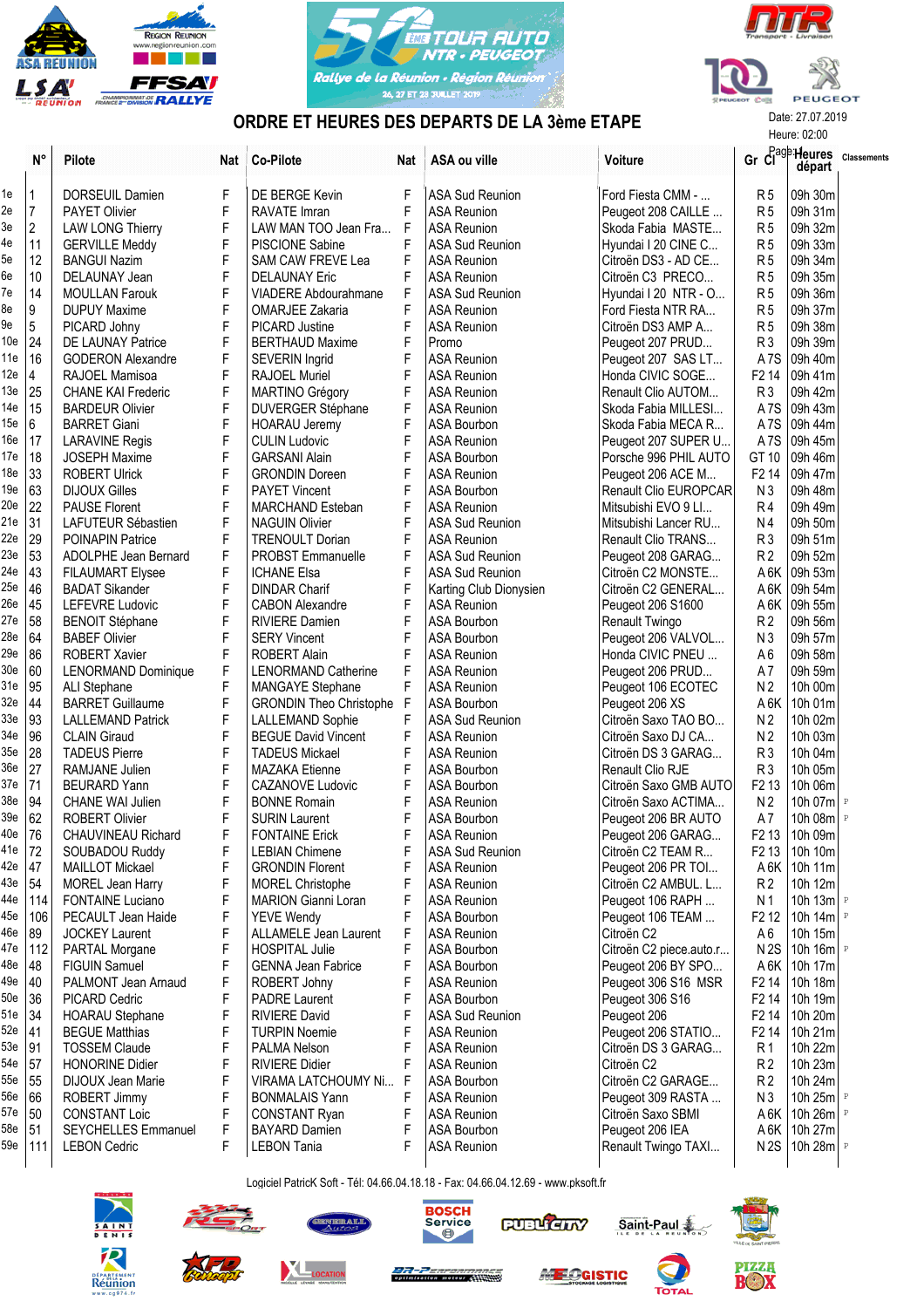# ORDRE ET HEURES DES DEPARTS DE LA 3ème ETAPE

50ème Tour Auto NTR • Peugeot — Rallye de la Réunion • Région Réunion — 26, 27 et 28 juillet 2019

Date: 27.07.2019
Heure: 02:00

| | N° | Pilote | Nat | Co-Pilote | Nat | ASA ou ville | Voiture | Gr | Cl | Heures départ | Classements |
|---|---|---|---|---|---|---|---|---|---|---|---|
| 1e | 1 | DORSEUIL Damien | F | DE BERGE Kevin | F | ASA Sud Reunion | Ford Fiesta CMM - ... | R | 5 | 09h 30m | |
| 2e | 7 | PAYET Olivier | F | RAVATE Imran | F | ASA Reunion | Peugeot 208 CAILLE ... | R | 5 | 09h 31m | |
| 3e | 2 | LAW LONG Thierry | F | LAW MAN TOO Jean Fra... | F | ASA Reunion | Skoda Fabia MASTE... | R | 5 | 09h 32m | |
| 4e | 11 | GERVILLE Meddy | F | PISCIONE Sabine | F | ASA Sud Reunion | Hyundai I 20 CINE C... | R | 5 | 09h 33m | |
| 5e | 12 | BANGUI Nazim | F | SAM CAW FREVE Lea | F | ASA Reunion | Citroën DS3 - AD CE... | R | 5 | 09h 34m | |
| 6e | 10 | DELAUNAY Jean | F | DELAUNAY Eric | F | ASA Reunion | Citroën C3 PRECO... | R | 5 | 09h 35m | |
| 7e | 14 | MOULLAN Farouk | F | VIADERE Abdourahmane | F | ASA Sud Reunion | Hyundai I 20 NTR - O... | R | 5 | 09h 36m | |
| 8e | 9 | DUPUY Maxime | F | OMARJEE Zakaria | F | ASA Reunion | Ford Fiesta NTR RA... | R | 5 | 09h 37m | |
| 9e | 5 | PICARD Johny | F | PICARD Justine | F | ASA Reunion | Citroën DS3 AMP A... | R | 5 | 09h 38m | |
| 10e | 24 | DE LAUNAY Patrice | F | BERTHAUD Maxime | F | Promo | Peugeot 207 PRUD... | R | 3 | 09h 39m | |
| 11e | 16 | GODERON Alexandre | F | SEVERIN Ingrid | F | ASA Reunion | Peugeot 207 SAS LT... | A | 7S | 09h 40m | |
| 12e | 4 | RAJOEL Mamisoa | F | RAJOEL Muriel | F | ASA Reunion | Honda CIVIC SOGE... | F2 | 14 | 09h 41m | |
| 13e | 25 | CHANE KAI Frederic | F | MARTINO Grégory | F | ASA Reunion | Renault Clio AUTOM... | R | 3 | 09h 42m | |
| 14e | 15 | BARDEUR Olivier | F | DUVERGER Stéphane | F | ASA Reunion | Skoda Fabia MILLESI... | A | 7S | 09h 43m | |
| 15e | 6 | BARRET Giani | F | HOARAU Jeremy | F | ASA Bourbon | Skoda Fabia MECA R... | A | 7S | 09h 44m | |
| 16e | 17 | LARAVINE Regis | F | CULIN Ludovic | F | ASA Reunion | Peugeot 207 SUPER U... | A | 7S | 09h 45m | |
| 17e | 18 | JOSEPH Maxime | F | GARSANI Alain | F | ASA Bourbon | Porsche 996 PHIL AUTO | GT | 10 | 09h 46m | |
| 18e | 33 | ROBERT Ulrick | F | GRONDIN Doreen | F | ASA Reunion | Peugeot 206 ACE M... | F2 | 14 | 09h 47m | |
| 19e | 63 | DIJOUX Gilles | F | PAYET Vincent | F | ASA Bourbon | Renault Clio EUROPCAR | N | 3 | 09h 48m | |
| 20e | 22 | PAUSE Florent | F | MARCHAND Esteban | F | ASA Reunion | Mitsubishi EVO 9 LI... | R | 4 | 09h 49m | |
| 21e | 31 | LAFUTEUR Sébastien | F | NAGUIN Olivier | F | ASA Sud Reunion | Mitsubishi Lancer RU... | N | 4 | 09h 50m | |
| 22e | 29 | POINAPIN Patrice | F | TRENOULT Dorian | F | ASA Reunion | Renault Clio TRANS... | R | 3 | 09h 51m | |
| 23e | 53 | ADOLPHE Jean Bernard | F | PROBST Emmanuelle | F | ASA Sud Reunion | Peugeot 208 GARAG... | R | 2 | 09h 52m | |
| 24e | 43 | FILAUMART Elysee | F | ICHANE Elsa | F | ASA Sud Reunion | Citroën C2 MONSTE... | A | 6K | 09h 53m | |
| 25e | 46 | BADAT Sikander | F | DINDAR Charif | F | Karting Club Dionysien | Citroën C2 GENERAL... | A | 6K | 09h 54m | |
| 26e | 45 | LEFEVRE Ludovic | F | CABON Alexandre | F | ASA Reunion | Peugeot 206 S1600 | A | 6K | 09h 55m | |
| 27e | 58 | BENOIT Stéphane | F | RIVIERE Damien | F | ASA Bourbon | Renault Twingo | R | 2 | 09h 56m | |
| 28e | 64 | BABEF Olivier | F | SERY Vincent | F | ASA Bourbon | Peugeot 206 VALVOL... | N | 3 | 09h 57m | |
| 29e | 86 | ROBERT Xavier | F | ROBERT Alain | F | ASA Reunion | Honda CIVIC PNEU ... | A | 6 | 09h 58m | |
| 30e | 60 | LENORMAND Dominique | F | LENORMAND Catherine | F | ASA Reunion | Peugeot 206 PRUD... | A | 7 | 09h 59m | |
| 31e | 95 | ALI Stephane | F | MANGAYE Stephane | F | ASA Reunion | Peugeot 106 ECOTEC | N | 2 | 10h 00m | |
| 32e | 44 | BARRET Guillaume | F | GRONDIN Theo Christophe | F | ASA Bourbon | Peugeot 206 XS | A | 6K | 10h 01m | |
| 33e | 93 | LALLEMAND Patrick | F | LALLEMAND Sophie | F | ASA Sud Reunion | Citroën Saxo TAO BO... | N | 2 | 10h 02m | |
| 34e | 96 | CLAIN Giraud | F | BEGUE David Vincent | F | ASA Reunion | Citroën Saxo DJ CA... | N | 2 | 10h 03m | |
| 35e | 28 | TADEUS Pierre | F | TADEUS Mickael | F | ASA Reunion | Citroën DS 3 GARAG... | R | 3 | 10h 04m | |
| 36e | 27 | RAMJANE Julien | F | MAZAKA Etienne | F | ASA Bourbon | Renault Clio RJE | R | 3 | 10h 05m | |
| 37e | 71 | BEURARD Yann | F | CAZANOVE Ludovic | F | ASA Bourbon | Citroën Saxo GMB AUTO | F2 | 13 | 10h 06m | |
| 38e | 94 | CHANE WAI Julien | F | BONNE Romain | F | ASA Reunion | Citroën Saxo ACTIMA... | N | 2 | 10h 07m | P |
| 39e | 62 | ROBERT Olivier | F | SURIN Laurent | F | ASA Bourbon | Peugeot 206 BR AUTO | A | 7 | 10h 08m | P |
| 40e | 76 | CHAUVINEAU Richard | F | FONTAINE Erick | F | ASA Reunion | Peugeot 206 GARAG... | F2 | 13 | 10h 09m | |
| 41e | 72 | SOUBADOU Ruddy | F | LEBIAN Chimene | F | ASA Sud Reunion | Citroën C2 TEAM R... | F2 | 13 | 10h 10m | |
| 42e | 47 | MAILLOT Mickael | F | GRONDIN Florent | F | ASA Reunion | Peugeot 206 PR TOI... | A | 6K | 10h 11m | |
| 43e | 54 | MOREL Jean Harry | F | MOREL Christophe | F | ASA Reunion | Citroën C2 AMBUL. L... | R | 2 | 10h 12m | |
| 44e | 114 | FONTAINE Luciano | F | MARION Gianni Loran | F | ASA Reunion | Peugeot 106 RAPH ... | N | 1 | 10h 13m | P |
| 45e | 106 | PECAULT Jean Haide | F | YEVE Wendy | F | ASA Bourbon | Peugeot 106 TEAM ... | F2 | 12 | 10h 14m | P |
| 46e | 89 | JOCKEY Laurent | F | ALLAMELE Jean Laurent | F | ASA Reunion | Citroën C2 | A | 6 | 10h 15m | |
| 47e | 112 | PARTAL Morgane | F | HOSPITAL Julie | F | ASA Bourbon | Citroën C2 piece.auto.r... | N | 2S | 10h 16m | P |
| 48e | 48 | FIGUIN Samuel | F | GENNA Jean Fabrice | F | ASA Bourbon | Peugeot 206 BY SPO... | A | 6K | 10h 17m | |
| 49e | 40 | PALMONT Jean Arnaud | F | ROBERT Johny | F | ASA Bourbon | Peugeot 306 S16 MSR | F2 | 14 | 10h 18m | |
| 50e | 36 | PICARD Cedric | F | PADRE Laurent | F | ASA Bourbon | Peugeot 306 S16 | F2 | 14 | 10h 19m | |
| 51e | 34 | HOARAU Stephane | F | RIVIERE David | F | ASA Sud Reunion | Peugeot 206 | F2 | 14 | 10h 20m | |
| 52e | 41 | BEGUE Matthias | F | TURPIN Noemie | F | ASA Reunion | Peugeot 206 STATIO... | F2 | 14 | 10h 21m | |
| 53e | 91 | TOSSEM Claude | F | PALMA Nelson | F | ASA Reunion | Citroën DS 3 GARAG... | R | 1 | 10h 22m | |
| 54e | 57 | HONORINE Didier | F | RIVIERE Didier | F | ASA Reunion | Citroën C2 | R | 2 | 10h 23m | |
| 55e | 55 | DIJOUX Jean Marie | F | VIRAMA LATCHOUMY Ni... | F | ASA Reunion | Citroën C2 GARAGE... | R | 2 | 10h 24m | |
| 56e | 66 | ROBERT Jimmy | F | BONMALAIS Yann | F | ASA Reunion | Peugeot 309 RASTA ... | N | 3 | 10h 25m | P |
| 57e | 50 | CONSTANT Loic | F | CONSTANT Ryan | F | ASA Reunion | Citroën Saxo SBMI | A | 6K | 10h 26m | P |
| 58e | 51 | SEYCHELLES Emmanuel | F | BAYARD Damien | F | ASA Bourbon | Peugeot 206 IEA | A | 6K | 10h 27m | |
| 59e | 111 | LEBON Cedric | F | LEBON Tania | F | ASA Reunion | Renault Twingo TAXI... | N | 2S | 10h 28m | P |

Logiciel PatricK Soft - Tél: 04.66.04.18.18 - Fax: 04.66.04.12.69 - www.pksoft.fr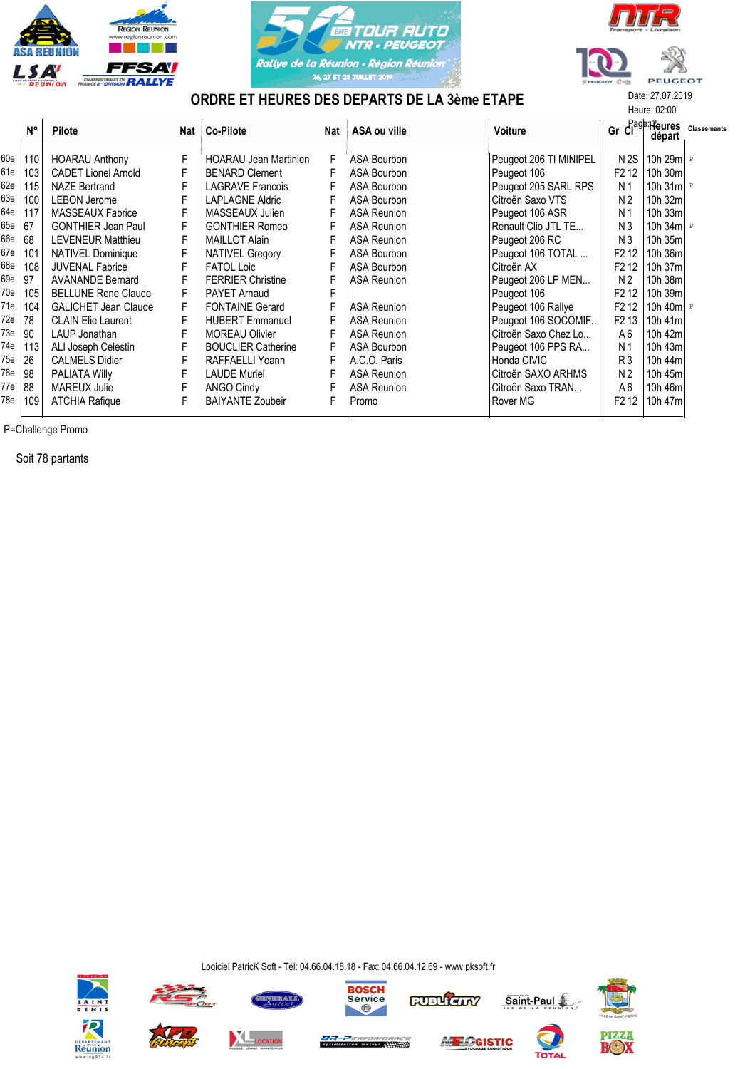## ORDRE ET HEURES DES DEPARTS DE LA 3ème ETAPE

Date: 27.07.2019
Heure: 02:00

| | N° | Pilote | Nat | Co-Pilote | Nat | ASA ou ville | Voiture | Gr Cl | Heures départ | Classements |
|---|---|---|---|---|---|---|---|---|---|---|
| 60e | 110 | HOARAU Anthony | F | HOARAU Jean Martinien | F | ASA Bourbon | Peugeot 206 TI MINIPEL | N 2S | 10h 29m | P |
| 61e | 103 | CADET Lionel Arnold | F | BENARD Clement | F | ASA Bourbon | Peugeot 106 | F2 12 | 10h 30m | |
| 62e | 115 | NAZE Bertrand | F | LAGRAVE Francois | F | ASA Bourbon | Peugeot 205 SARL RPS | N 1 | 10h 31m | P |
| 63e | 100 | LEBON Jerome | F | LAPLAGNE Aldric | F | ASA Bourbon | Citroën Saxo VTS | N 2 | 10h 32m | |
| 64e | 117 | MASSEAUX Fabrice | F | MASSEAUX Julien | F | ASA Reunion | Peugeot 106 ASR | N 1 | 10h 33m | |
| 65e | 67 | GONTHIER Jean Paul | F | GONTHIER Romeo | F | ASA Reunion | Renault Clio JTL TE... | N 3 | 10h 34m | P |
| 66e | 68 | LEVENEUR Matthieu | F | MAILLOT Alain | F | ASA Reunion | Peugeot 206 RC | N 3 | 10h 35m | |
| 67e | 101 | NATIVEL Dominique | F | NATIVEL Gregory | F | ASA Bourbon | Peugeot 106 TOTAL ... | F2 12 | 10h 36m | |
| 68e | 108 | JUVENAL Fabrice | F | FATOL Loic | F | ASA Bourbon | Citroën AX | F2 12 | 10h 37m | |
| 69e | 97 | AVANANDE Bernard | F | FERRIER Christine | F | ASA Reunion | Peugeot 206 LP MEN... | N 2 | 10h 38m | |
| 70e | 105 | BELLUNE Rene Claude | F | PAYET Arnaud | F | | Peugeot 106 | F2 12 | 10h 39m | |
| 71e | 104 | GALICHET Jean Claude | F | FONTAINE Gerard | F | ASA Reunion | Peugeot 106 Rallye | F2 12 | 10h 40m | P |
| 72e | 78 | CLAIN Elie Laurent | F | HUBERT Emmanuel | F | ASA Reunion | Peugeot 106 SOCOMIF... | F2 13 | 10h 41m | |
| 73e | 90 | LAUP Jonathan | F | MOREAU Olivier | F | ASA Reunion | Citroën Saxo Chez Lo... | A 6 | 10h 42m | |
| 74e | 113 | ALI Joseph Celestin | F | BOUCLIER Catherine | F | ASA Bourbon | Peugeot 106 PPS RA... | N 1 | 10h 43m | |
| 75e | 26 | CALMELS Didier | F | RAFFAELLI Yoann | F | A.C.O. Paris | Honda CIVIC | R 3 | 10h 44m | |
| 76e | 98 | PALIATA Willy | F | LAUDE Muriel | F | ASA Reunion | Citroën SAXO ARHMS | N 2 | 10h 45m | |
| 77e | 88 | MAREUX Julie | F | ANGO Cindy | F | ASA Reunion | Citroën Saxo TRAN... | A 6 | 10h 46m | |
| 78e | 109 | ATCHIA Rafique | F | BAIYANTE Zoubeir | F | Promo | Rover MG | F2 12 | 10h 47m | |

P=Challenge Promo

Soit 78 partants

Logiciel PatricK Soft - Tél: 04.66.04.18.18 - Fax: 04.66.04.12.69 - www.pksoft.fr